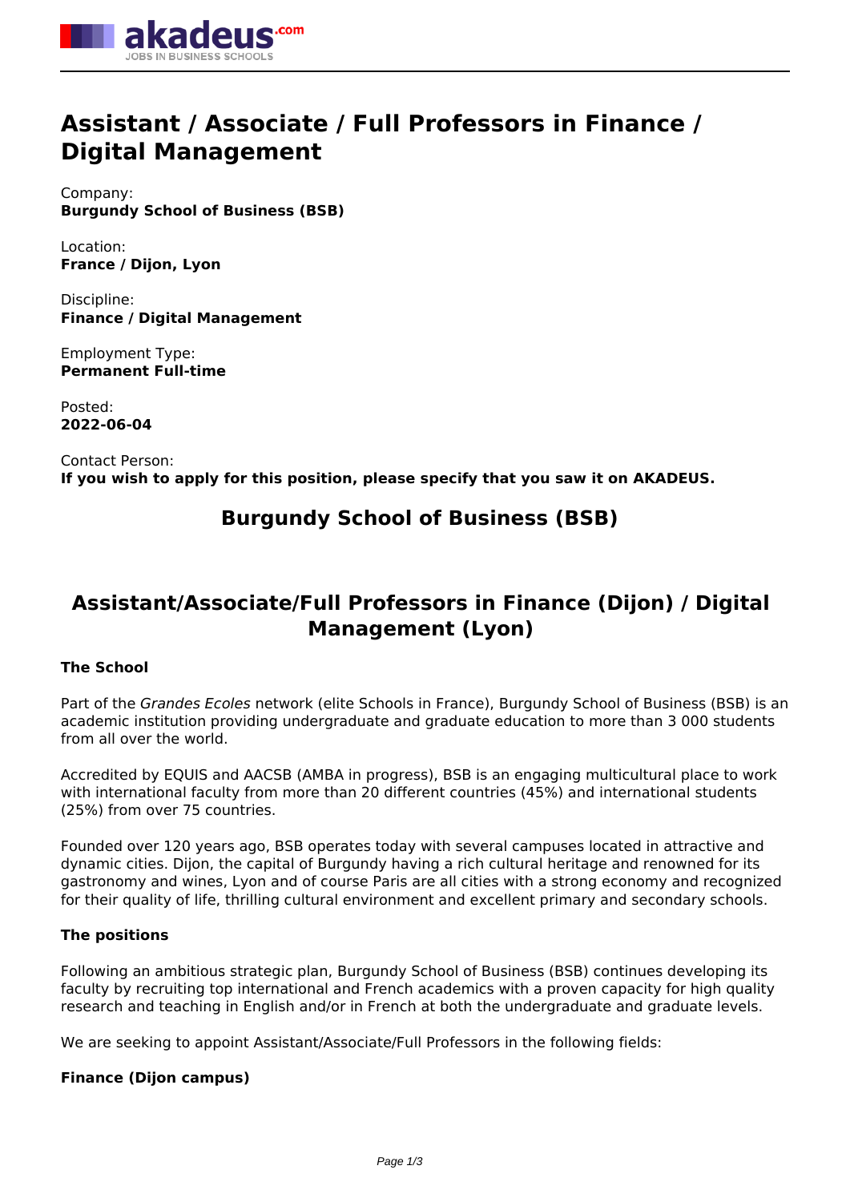# Assistant / Associate / Full Professors in Finance / Digital Management

Company:
**Burgundy School of Business (BSB)**

Location:
**France / Dijon, Lyon**

Discipline:
**Finance / Digital Management**

Employment Type:
**Permanent Full-time**

Posted:
**2022-06-04**

Contact Person:
**If you wish to apply for this position, please specify that you saw it on AKADEUS.**

## Burgundy School of Business (BSB)

## Assistant/Associate/Full Professors in Finance (Dijon) / Digital Management (Lyon)

**The School**

Part of the *Grandes Ecoles* network (elite Schools in France), Burgundy School of Business (BSB) is an academic institution providing undergraduate and graduate education to more than 3 000 students from all over the world.

Accredited by EQUIS and AACSB (AMBA in progress), BSB is an engaging multicultural place to work with international faculty from more than 20 different countries (45%) and international students (25%) from over 75 countries.

Founded over 120 years ago, BSB operates today with several campuses located in attractive and dynamic cities. Dijon, the capital of Burgundy having a rich cultural heritage and renowned for its gastronomy and wines, Lyon and of course Paris are all cities with a strong economy and recognized for their quality of life, thrilling cultural environment and excellent primary and secondary schools.

**The positions**

Following an ambitious strategic plan, Burgundy School of Business (BSB) continues developing its faculty by recruiting top international and French academics with a proven capacity for high quality research and teaching in English and/or in French at both the undergraduate and graduate levels.

We are seeking to appoint Assistant/Associate/Full Professors in the following fields:

**Finance (Dijon campus)**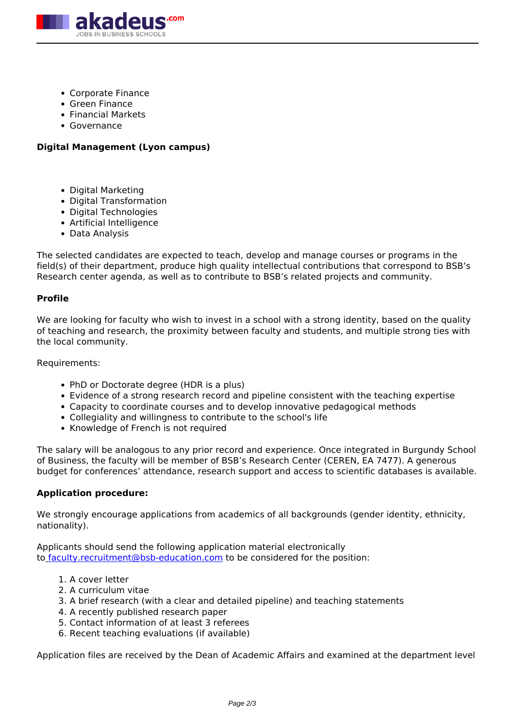- Corporate Finance
- Green Finance
- Financial Markets
- Governance

**Digital Management (Lyon campus)**

- Digital Marketing
- Digital Transformation
- Digital Technologies
- Artificial Intelligence
- Data Analysis

The selected candidates are expected to teach, develop and manage courses or programs in the field(s) of their department, produce high quality intellectual contributions that correspond to BSB's Research center agenda, as well as to contribute to BSB's related projects and community.

**Profile**

We are looking for faculty who wish to invest in a school with a strong identity, based on the quality of teaching and research, the proximity between faculty and students, and multiple strong ties with the local community.

Requirements:

- PhD or Doctorate degree (HDR is a plus)
- Evidence of a strong research record and pipeline consistent with the teaching expertise
- Capacity to coordinate courses and to develop innovative pedagogical methods
- Collegiality and willingness to contribute to the school's life
- Knowledge of French is not required

The salary will be analogous to any prior record and experience. Once integrated in Burgundy School of Business, the faculty will be member of BSB's Research Center (CEREN, EA 7477). A generous budget for conferences' attendance, research support and access to scientific databases is available.

**Application procedure:**

We strongly encourage applications from academics of all backgrounds (gender identity, ethnicity, nationality).

Applicants should send the following application material electronically to faculty.recruitment@bsb-education.com to be considered for the position:

1. A cover letter
2. A curriculum vitae
3. A brief research (with a clear and detailed pipeline) and teaching statements
4. A recently published research paper
5. Contact information of at least 3 referees
6. Recent teaching evaluations (if available)

Application files are received by the Dean of Academic Affairs and examined at the department level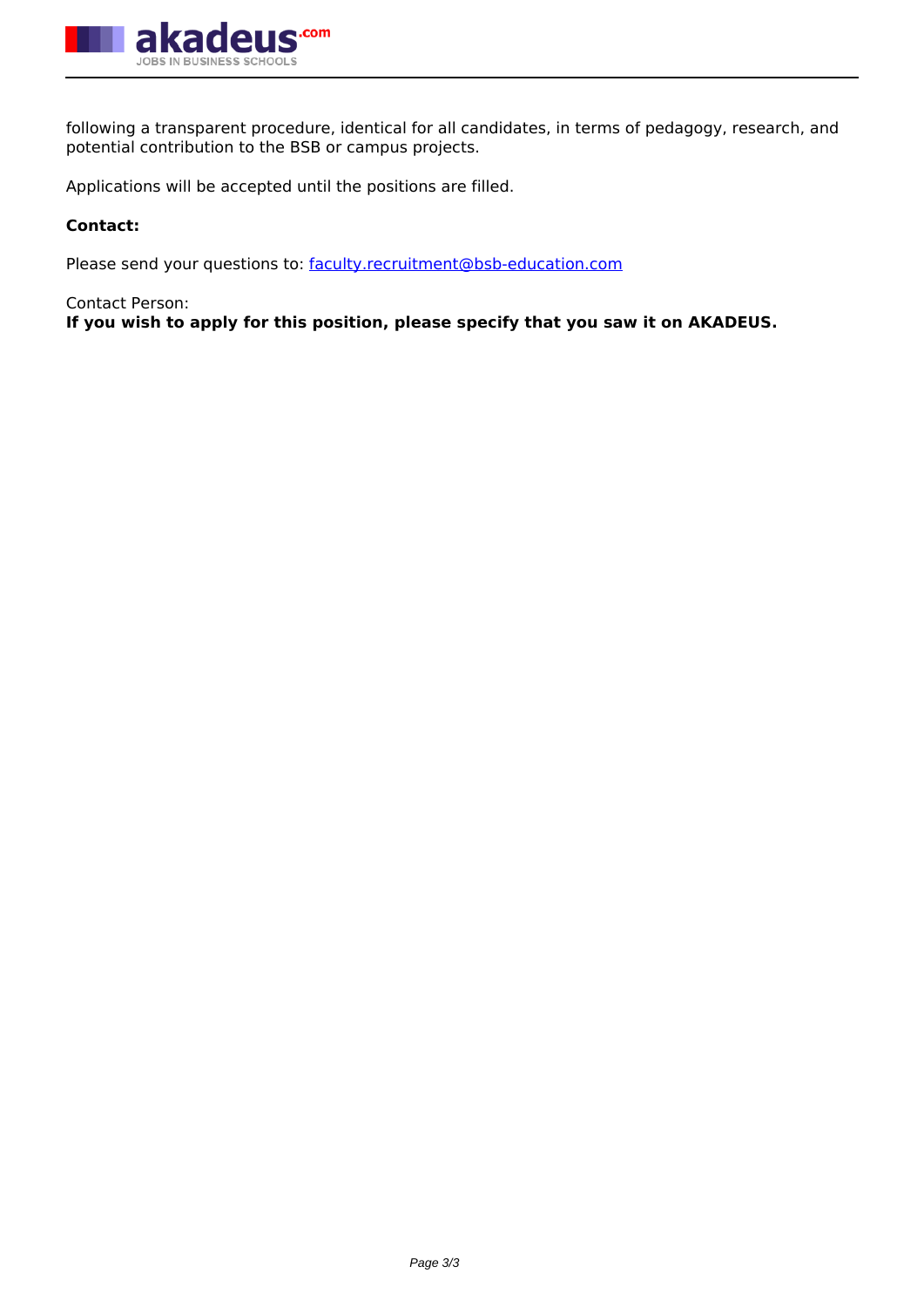following a transparent procedure, identical for all candidates, in terms of pedagogy, research, and potential contribution to the BSB or campus projects.

Applications will be accepted until the positions are filled.

**Contact:**

Please send your questions to: faculty.recruitment@bsb-education.com

Contact Person:
**If you wish to apply for this position, please specify that you saw it on AKADEUS.**